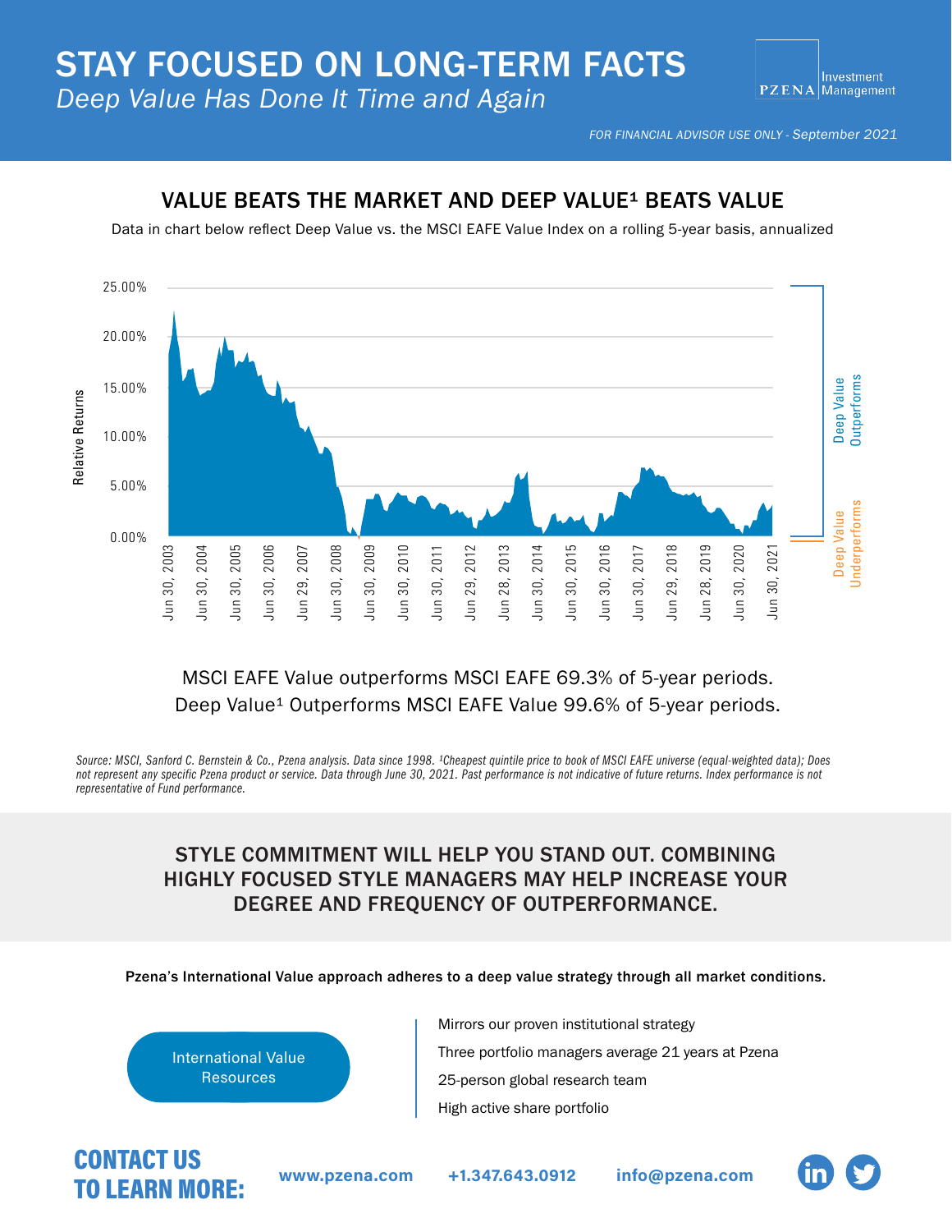# STAY FOCUSED ON LONG-TERM FACTS

*Deep Value Has Done It Time and Again*

PZENA Investment Management

*FOR FINANCIAL ADVISOR USE ONLY - September 2021*

## VALUE BEATS THE MARKET AND DEEP VALUE[1] BEATS VALUE

Data in chart below reflect Deep Value vs. the MSCI EAFE Value Index on a rolling 5-year basis, annualized

MSCI EAFE Value outperforms MSCI EAFE 69.3% of 5-year periods.
Deep Value[1] Outperforms MSCI EAFE Value 99.6% of 5-year periods.

*Source: MSCI, Sanford C. Bernstein & Co., Pzena analysis. Data since 1998. [1]Cheapest quintile price to book of MSCI EAFE universe (equal-weighted data); Does not represent any specific Pzena product or service. Data through June 30, 2021. Past performance is not indicative of future returns. Index performance is not representative of Fund performance.*

## STYLE COMMITMENT WILL HELP YOU STAND OUT. COMBINING HIGHLY FOCUSED STYLE MANAGERS MAY HELP INCREASE YOUR DEGREE AND FREQUENCY OF OUTPERFORMANCE.

**Pzena's International Value approach adheres to a deep value strategy through all market conditions.**

International Value Resources

- Mirrors our proven institutional strategy
- Three portfolio managers average 21 years at Pzena
- 25-person global research team
- High active share portfolio

## CONTACT US TO LEARN MORE:

**www.pzena.com** **+1.347.643.0912** **info@pzena.com**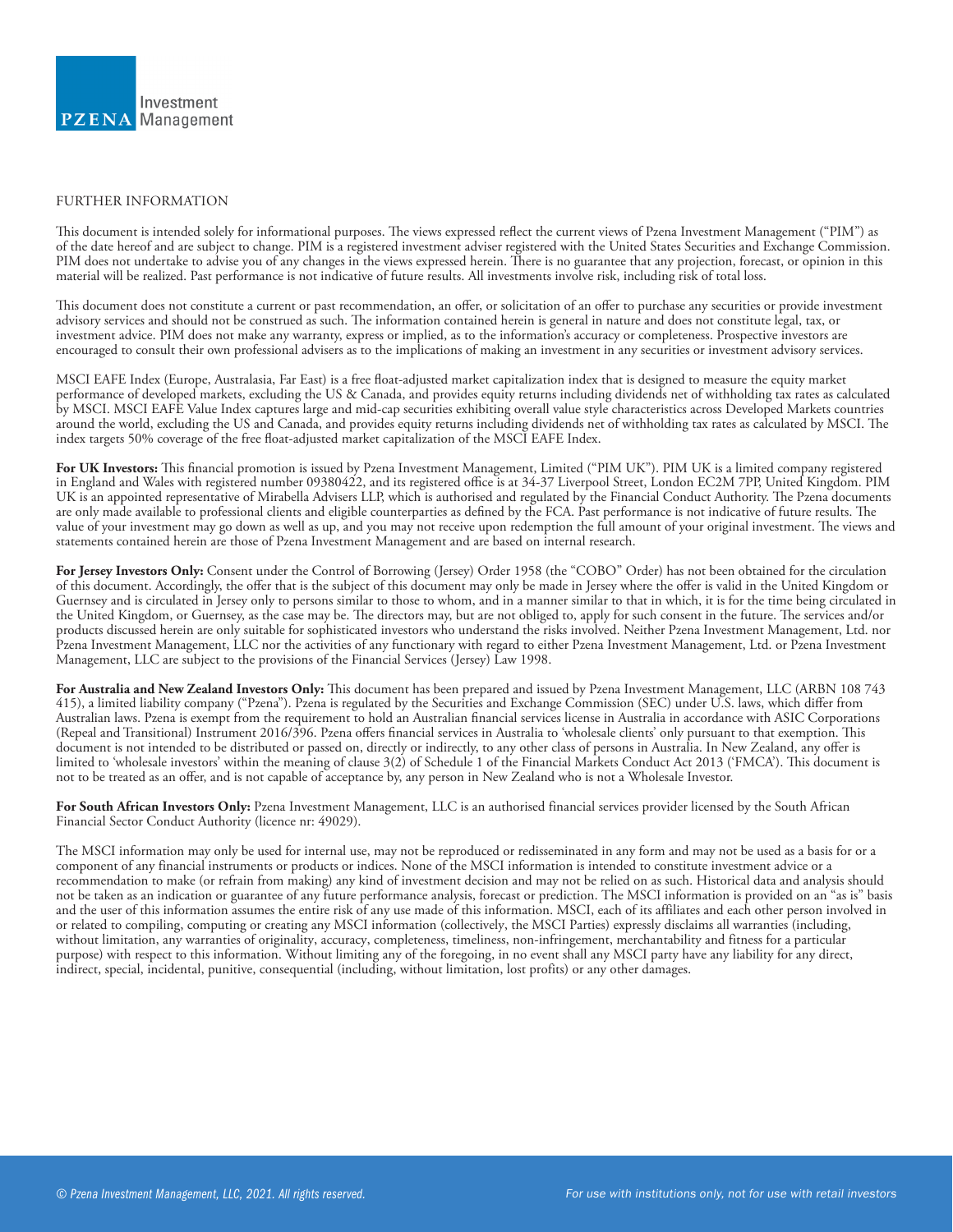FURTHER INFORMATION

This document is intended solely for informational purposes. The views expressed reflect the current views of Pzena Investment Management ("PIM") as of the date hereof and are subject to change. PIM is a registered investment adviser registered with the United States Securities and Exchange Commission. PIM does not undertake to advise you of any changes in the views expressed herein. There is no guarantee that any projection, forecast, or opinion in this material will be realized. Past performance is not indicative of future results. All investments involve risk, including risk of total loss.

This document does not constitute a current or past recommendation, an offer, or solicitation of an offer to purchase any securities or provide investment advisory services and should not be construed as such. The information contained herein is general in nature and does not constitute legal, tax, or investment advice. PIM does not make any warranty, express or implied, as to the information's accuracy or completeness. Prospective investors are encouraged to consult their own professional advisers as to the implications of making an investment in any securities or investment advisory services.

MSCI EAFE Index (Europe, Australasia, Far East) is a free float-adjusted market capitalization index that is designed to measure the equity market performance of developed markets, excluding the US & Canada, and provides equity returns including dividends net of withholding tax rates as calculated by MSCI. MSCI EAFE Value Index captures large and mid-cap securities exhibiting overall value style characteristics across Developed Markets countries around the world, excluding the US and Canada, and provides equity returns including dividends net of withholding tax rates as calculated by MSCI. The index targets 50% coverage of the free float-adjusted market capitalization of the MSCI EAFE Index.

**For UK Investors:** This financial promotion is issued by Pzena Investment Management, Limited ("PIM UK"). PIM UK is a limited company registered in England and Wales with registered number 09380422, and its registered office is at 34-37 Liverpool Street, London EC2M 7PP, United Kingdom. PIM UK is an appointed representative of Mirabella Advisers LLP, which is authorised and regulated by the Financial Conduct Authority. The Pzena documents are only made available to professional clients and eligible counterparties as defined by the FCA. Past performance is not indicative of future results. The value of your investment may go down as well as up, and you may not receive upon redemption the full amount of your original investment. The views and statements contained herein are those of Pzena Investment Management and are based on internal research.

**For Jersey Investors Only:** Consent under the Control of Borrowing (Jersey) Order 1958 (the "COBO" Order) has not been obtained for the circulation of this document. Accordingly, the offer that is the subject of this document may only be made in Jersey where the offer is valid in the United Kingdom or Guernsey and is circulated in Jersey only to persons similar to those to whom, and in a manner similar to that in which, it is for the time being circulated in the United Kingdom, or Guernsey, as the case may be. The directors may, but are not obliged to, apply for such consent in the future. The services and/or products discussed herein are only suitable for sophisticated investors who understand the risks involved. Neither Pzena Investment Management, Ltd. nor Pzena Investment Management, LLC nor the activities of any functionary with regard to either Pzena Investment Management, Ltd. or Pzena Investment Management, LLC are subject to the provisions of the Financial Services (Jersey) Law 1998.

**For Australia and New Zealand Investors Only:** This document has been prepared and issued by Pzena Investment Management, LLC (ARBN 108 743 415), a limited liability company ("Pzena"). Pzena is regulated by the Securities and Exchange Commission (SEC) under U.S. laws, which differ from Australian laws. Pzena is exempt from the requirement to hold an Australian financial services license in Australia in accordance with ASIC Corporations (Repeal and Transitional) Instrument 2016/396. Pzena offers financial services in Australia to 'wholesale clients' only pursuant to that exemption. This document is not intended to be distributed or passed on, directly or indirectly, to any other class of persons in Australia. In New Zealand, any offer is limited to 'wholesale investors' within the meaning of clause 3(2) of Schedule 1 of the Financial Markets Conduct Act 2013 ('FMCA'). This document is not to be treated as an offer, and is not capable of acceptance by, any person in New Zealand who is not a Wholesale Investor.

**For South African Investors Only:** Pzena Investment Management, LLC is an authorised financial services provider licensed by the South African Financial Sector Conduct Authority (licence nr: 49029).

The MSCI information may only be used for internal use, may not be reproduced or redisseminated in any form and may not be used as a basis for or a component of any financial instruments or products or indices. None of the MSCI information is intended to constitute investment advice or a recommendation to make (or refrain from making) any kind of investment decision and may not be relied on as such. Historical data and analysis should not be taken as an indication or guarantee of any future performance analysis, forecast or prediction. The MSCI information is provided on an "as is" basis and the user of this information assumes the entire risk of any use made of this information. MSCI, each of its affiliates and each other person involved in or related to compiling, computing or creating any MSCI information (collectively, the MSCI Parties) expressly disclaims all warranties (including, without limitation, any warranties of originality, accuracy, completeness, timeliness, non-infringement, merchantability and fitness for a particular purpose) with respect to this information. Without limiting any of the foregoing, in no event shall any MSCI party have any liability for any direct, indirect, special, incidental, punitive, consequential (including, without limitation, lost profits) or any other damages.

*© Pzena Investment Management, LLC, 2021. All rights reserved.*

*For use with institutions only, not for use with retail investors*